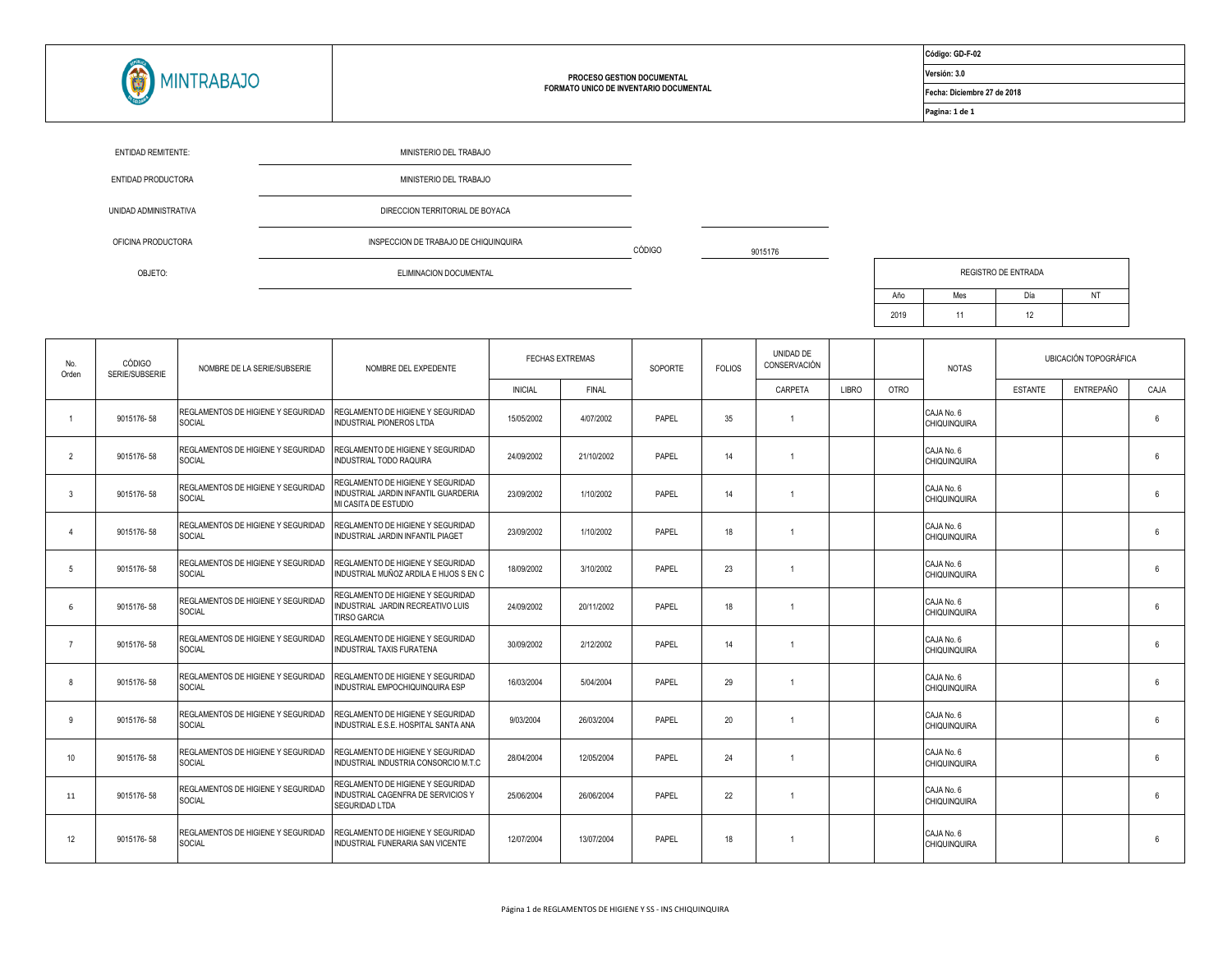MINTRABAJO

**PROCESO GESTION DOCUMENTAL**
**FORMATO UNICO DE INVENTARIO DOCUMENTAL**

| |
|---|
| **Código: GD-F-02** |
| **Versión: 3.0** |
| **Fecha: Diciembre 27 de 2018** |
| **Pagina: 1 de 1** |

ENTIDAD REMITENTE: MINISTERIO DEL TRABAJO

ENTIDAD PRODUCTORA: MINISTERIO DEL TRABAJO

UNIDAD ADMINISTRATIVA: DIRECCION TERRITORIAL DE BOYACA

OFICINA PRODUCTORA: INSPECCION DE TRABAJO DE CHIQUINQUIRA

CÓDIGO: 9015176

OBJETO: ELIMINACION DOCUMENTAL

| REGISTRO DE ENTRADA | | | |
|---|---|---|---|
| Año | Mes | Día | NT |
| 2019 | 11 | 12 | |

| No. Orden | CÓDIGO SERIE/SUBSERIE | NOMBRE DE LA SERIE/SUBSERIE | NOMBRE DEL EXPEDENTE | FECHAS EXTREMAS | | SOPORTE | FOLIOS | UNIDAD DE CONSERVACIÓN | | | NOTAS | UBICACIÓN TOPOGRÁFICA | | |
|---|---|---|---|---|---|---|---|---|---|---|---|---|---|---|
| | | | | INICIAL | FINAL | | | CARPETA | LIBRO | OTRO | | ESTANTE | ENTREPAÑO | CAJA |
| 1 | 9015176- 58 | REGLAMENTOS DE HIGIENE Y SEGURIDAD SOCIAL | REGLAMENTO DE HIGIENE Y SEGURIDAD INDUSTRIAL PIONEROS LTDA | 15/05/2002 | 4/07/2002 | PAPEL | 35 | 1 | | | CAJA No. 6 CHIQUINQUIRA | | | 6 |
| 2 | 9015176- 58 | REGLAMENTOS DE HIGIENE Y SEGURIDAD SOCIAL | REGLAMENTO DE HIGIENE Y SEGURIDAD INDUSTRIAL TODO RAQUIRA | 24/09/2002 | 21/10/2002 | PAPEL | 14 | 1 | | | CAJA No. 6 CHIQUINQUIRA | | | 6 |
| 3 | 9015176- 58 | REGLAMENTOS DE HIGIENE Y SEGURIDAD SOCIAL | REGLAMENTO DE HIGIENE Y SEGURIDAD INDUSTRIAL JARDIN INFANTIL GUARDERIA MI CASITA DE ESTUDIO | 23/09/2002 | 1/10/2002 | PAPEL | 14 | 1 | | | CAJA No. 6 CHIQUINQUIRA | | | 6 |
| 4 | 9015176- 58 | REGLAMENTOS DE HIGIENE Y SEGURIDAD SOCIAL | REGLAMENTO DE HIGIENE Y SEGURIDAD INDUSTRIAL JARDIN INFANTIL PIAGET | 23/09/2002 | 1/10/2002 | PAPEL | 18 | 1 | | | CAJA No. 6 CHIQUINQUIRA | | | 6 |
| 5 | 9015176- 58 | REGLAMENTOS DE HIGIENE Y SEGURIDAD SOCIAL | REGLAMENTO DE HIGIENE Y SEGURIDAD INDUSTRIAL MUÑOZ ARDILA E HIJOS S EN C | 18/09/2002 | 3/10/2002 | PAPEL | 23 | 1 | | | CAJA No. 6 CHIQUINQUIRA | | | 6 |
| 6 | 9015176- 58 | REGLAMENTOS DE HIGIENE Y SEGURIDAD SOCIAL | REGLAMENTO DE HIGIENE Y SEGURIDAD INDUSTRIAL JARDIN RECREATIVO LUIS TIRSO GARCIA | 24/09/2002 | 20/11/2002 | PAPEL | 18 | 1 | | | CAJA No. 6 CHIQUINQUIRA | | | 6 |
| 7 | 9015176- 58 | REGLAMENTOS DE HIGIENE Y SEGURIDAD SOCIAL | REGLAMENTO DE HIGIENE Y SEGURIDAD INDUSTRIAL TAXIS FURATENA | 30/09/2002 | 2/12/2002 | PAPEL | 14 | 1 | | | CAJA No. 6 CHIQUINQUIRA | | | 6 |
| 8 | 9015176- 58 | REGLAMENTOS DE HIGIENE Y SEGURIDAD SOCIAL | REGLAMENTO DE HIGIENE Y SEGURIDAD INDUSTRIAL EMPOCHIQUINQUIRA ESP | 16/03/2004 | 5/04/2004 | PAPEL | 29 | 1 | | | CAJA No. 6 CHIQUINQUIRA | | | 6 |
| 9 | 9015176- 58 | REGLAMENTOS DE HIGIENE Y SEGURIDAD SOCIAL | REGLAMENTO DE HIGIENE Y SEGURIDAD INDUSTRIAL E.S.E. HOSPITAL SANTA ANA | 9/03/2004 | 26/03/2004 | PAPEL | 20 | 1 | | | CAJA No. 6 CHIQUINQUIRA | | | 6 |
| 10 | 9015176- 58 | REGLAMENTOS DE HIGIENE Y SEGURIDAD SOCIAL | REGLAMENTO DE HIGIENE Y SEGURIDAD INDUSTRIAL INDUSTRIA CONSORCIO M.T.C | 28/04/2004 | 12/05/2004 | PAPEL | 24 | 1 | | | CAJA No. 6 CHIQUINQUIRA | | | 6 |
| 11 | 9015176- 58 | REGLAMENTOS DE HIGIENE Y SEGURIDAD SOCIAL | REGLAMENTO DE HIGIENE Y SEGURIDAD INDUSTRIAL CAGENFRA DE SERVICIOS Y SEGURIDAD LTDA | 25/06/2004 | 26/06/2004 | PAPEL | 22 | 1 | | | CAJA No. 6 CHIQUINQUIRA | | | 6 |
| 12 | 9015176- 58 | REGLAMENTOS DE HIGIENE Y SEGURIDAD SOCIAL | REGLAMENTO DE HIGIENE Y SEGURIDAD INDUSTRIAL FUNERARIA SAN VICENTE | 12/07/2004 | 13/07/2004 | PAPEL | 18 | 1 | | | CAJA No. 6 CHIQUINQUIRA | | | 6 |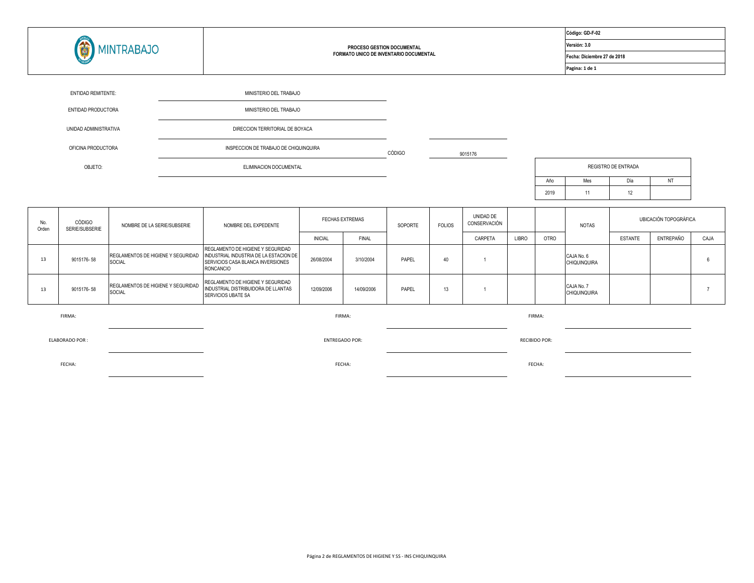MINTRABAJO

**PROCESO GESTION DOCUMENTAL**
**FORMATO UNICO DE INVENTARIO DOCUMENTAL**

**Código: GD-F-02**
**Versión: 3.0**
**Fecha: Diciembre 27 de 2018**
**Pagina: 1 de 1**

ENTIDAD REMITENTE: MINISTERIO DEL TRABAJO

ENTIDAD PRODUCTORA: MINISTERIO DEL TRABAJO

UNIDAD ADMINISTRATIVA: DIRECCION TERRITORIAL DE BOYACA

OFICINA PRODUCTORA: INSPECCION DE TRABAJO DE CHIQUINQUIRA

CÓDIGO: 9015176

OBJETO: ELIMINACION DOCUMENTAL

| REGISTRO DE ENTRADA | | | |
|---|---|---|---|
| Año | Mes | Día | NT |
| 2019 | 11 | 12 | |

| No. Orden | CÓDIGO SERIE/SUBSERIE | NOMBRE DE LA SERIE/SUBSERIE | NOMBRE DEL EXPEDIENTE | FECHAS EXTREMAS | | SOPORTE | FOLIOS | UNIDAD DE CONSERVACIÓN | | | NOTAS | UBICACIÓN TOPOGRÁFICA | | |
|---|---|---|---|---|---|---|---|---|---|---|---|---|---|---|
| | | | | INICIAL | FINAL | | | CARPETA | LIBRO | OTRO | | ESTANTE | ENTREPAÑO | CAJA |
| 13 | 9015176- 58 | REGLAMENTOS DE HIGIENE Y SEGURIDAD SOCIAL | REGLAMENTO DE HIGIENE Y SEGURIDAD INDUSTRIAL INDUSTRIA DE LA ESTACION DE SERVICIOS CASA BLANCA INVERSIONES RONCANCIO | 26/08/2004 | 3/10/2004 | PAPEL | 40 | 1 | | | CAJA No. 6 CHIQUINQUIRA | | | 6 |
| 13 | 9015176- 58 | REGLAMENTOS DE HIGIENE Y SEGURIDAD SOCIAL | REGLAMENTO DE HIGIENE Y SEGURIDAD INDUSTRIAL DISTRIBUIDORA DE LLANTAS SERVICIOS UBATE SA | 12/09/2006 | 14/09/2006 | PAPEL | 13 | 1 | | | CAJA No. 7 CHIQUINQUIRA | | | 7 |

FIRMA: ______________ FIRMA: ______________ FIRMA: ______________

ELABORADO POR : ______________ ENTREGADO POR: ______________ RECIBIDO POR: ______________

FECHA: ______________ FECHA: ______________ FECHA: ______________